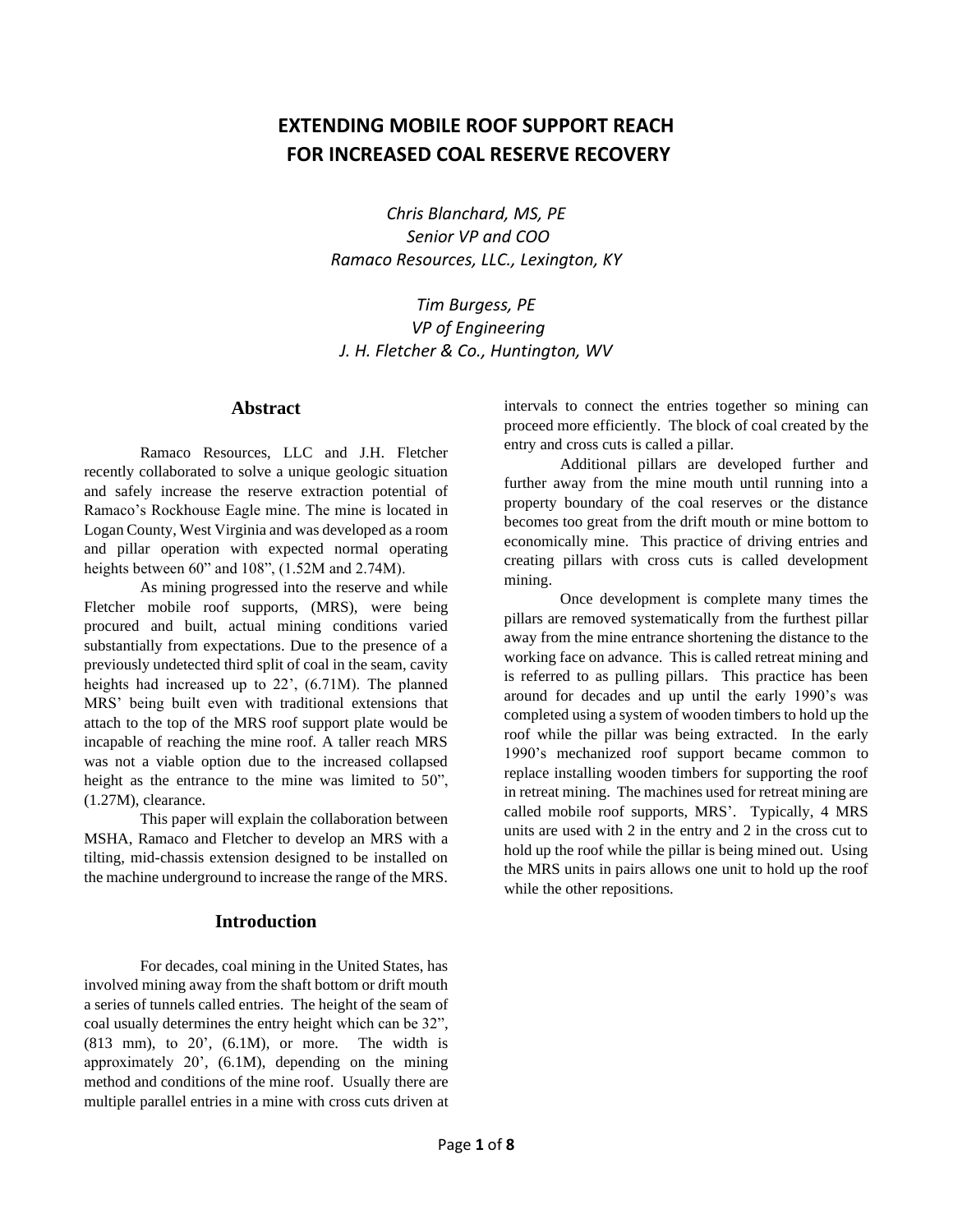# EXTENDING MOBILE ROOF SUPPORT REACH FOR INCREASED COAL RESERVE RECOVERY

*Chris Blanchard, MS, PE*
*Senior VP and COO*
*Ramaco Resources, LLC., Lexington, KY*

*Tim Burgess, PE*
*VP of Engineering*
*J. H. Fletcher & Co., Huntington, WV*

## Abstract

Ramaco Resources, LLC and J.H. Fletcher recently collaborated to solve a unique geologic situation and safely increase the reserve extraction potential of Ramaco's Rockhouse Eagle mine. The mine is located in Logan County, West Virginia and was developed as a room and pillar operation with expected normal operating heights between 60" and 108", (1.52M and 2.74M).

As mining progressed into the reserve and while Fletcher mobile roof supports, (MRS), were being procured and built, actual mining conditions varied substantially from expectations. Due to the presence of a previously undetected third split of coal in the seam, cavity heights had increased up to 22', (6.71M). The planned MRS' being built even with traditional extensions that attach to the top of the MRS roof support plate would be incapable of reaching the mine roof. A taller reach MRS was not a viable option due to the increased collapsed height as the entrance to the mine was limited to 50", (1.27M), clearance.

This paper will explain the collaboration between MSHA, Ramaco and Fletcher to develop an MRS with a tilting, mid-chassis extension designed to be installed on the machine underground to increase the range of the MRS.

## Introduction

For decades, coal mining in the United States, has involved mining away from the shaft bottom or drift mouth a series of tunnels called entries. The height of the seam of coal usually determines the entry height which can be 32", (813 mm), to 20', (6.1M), or more. The width is approximately 20', (6.1M), depending on the mining method and conditions of the mine roof. Usually there are multiple parallel entries in a mine with cross cuts driven at intervals to connect the entries together so mining can proceed more efficiently. The block of coal created by the entry and cross cuts is called a pillar.

Additional pillars are developed further and further away from the mine mouth until running into a property boundary of the coal reserves or the distance becomes too great from the drift mouth or mine bottom to economically mine. This practice of driving entries and creating pillars with cross cuts is called development mining.

Once development is complete many times the pillars are removed systematically from the furthest pillar away from the mine entrance shortening the distance to the working face on advance. This is called retreat mining and is referred to as pulling pillars. This practice has been around for decades and up until the early 1990's was completed using a system of wooden timbers to hold up the roof while the pillar was being extracted. In the early 1990's mechanized roof support became common to replace installing wooden timbers for supporting the roof in retreat mining. The machines used for retreat mining are called mobile roof supports, MRS'. Typically, 4 MRS units are used with 2 in the entry and 2 in the cross cut to hold up the roof while the pillar is being mined out. Using the MRS units in pairs allows one unit to hold up the roof while the other repositions.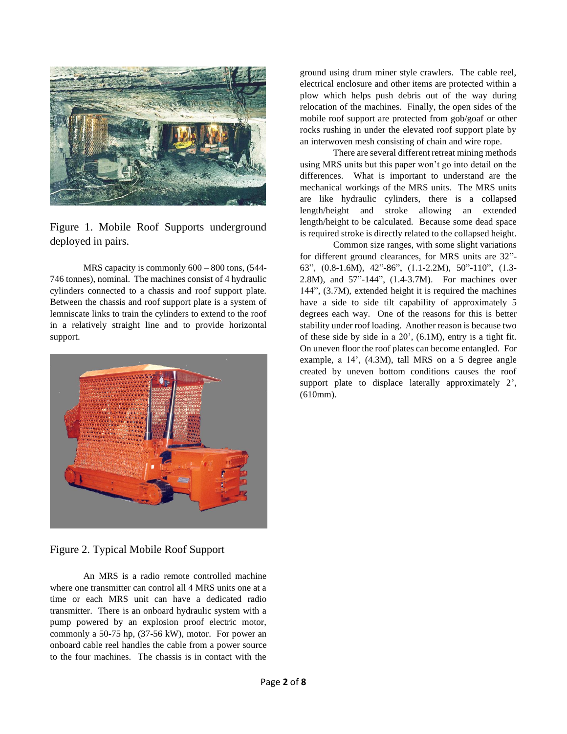Figure 1. Mobile Roof Supports underground deployed in pairs.

MRS capacity is commonly 600 – 800 tons, (544-746 tonnes), nominal. The machines consist of 4 hydraulic cylinders connected to a chassis and roof support plate. Between the chassis and roof support plate is a system of lemniscate links to train the cylinders to extend to the roof in a relatively straight line and to provide horizontal support.

Figure 2. Typical Mobile Roof Support

An MRS is a radio remote controlled machine where one transmitter can control all 4 MRS units one at a time or each MRS unit can have a dedicated radio transmitter. There is an onboard hydraulic system with a pump powered by an explosion proof electric motor, commonly a 50-75 hp, (37-56 kW), motor. For power an onboard cable reel handles the cable from a power source to the four machines. The chassis is in contact with the ground using drum miner style crawlers. The cable reel, electrical enclosure and other items are protected within a plow which helps push debris out of the way during relocation of the machines. Finally, the open sides of the mobile roof support are protected from gob/goaf or other rocks rushing in under the elevated roof support plate by an interwoven mesh consisting of chain and wire rope.

There are several different retreat mining methods using MRS units but this paper won't go into detail on the differences. What is important to understand are the mechanical workings of the MRS units. The MRS units are like hydraulic cylinders, there is a collapsed length/height and stroke allowing an extended length/height to be calculated. Because some dead space is required stroke is directly related to the collapsed height.

Common size ranges, with some slight variations for different ground clearances, for MRS units are 32"-63", (0.8-1.6M), 42"-86", (1.1-2.2M), 50"-110", (1.3-2.8M), and 57"-144", (1.4-3.7M). For machines over 144", (3.7M), extended height it is required the machines have a side to side tilt capability of approximately 5 degrees each way. One of the reasons for this is better stability under roof loading. Another reason is because two of these side by side in a 20', (6.1M), entry is a tight fit. On uneven floor the roof plates can become entangled. For example, a 14', (4.3M), tall MRS on a 5 degree angle created by uneven bottom conditions causes the roof support plate to displace laterally approximately 2', (610mm).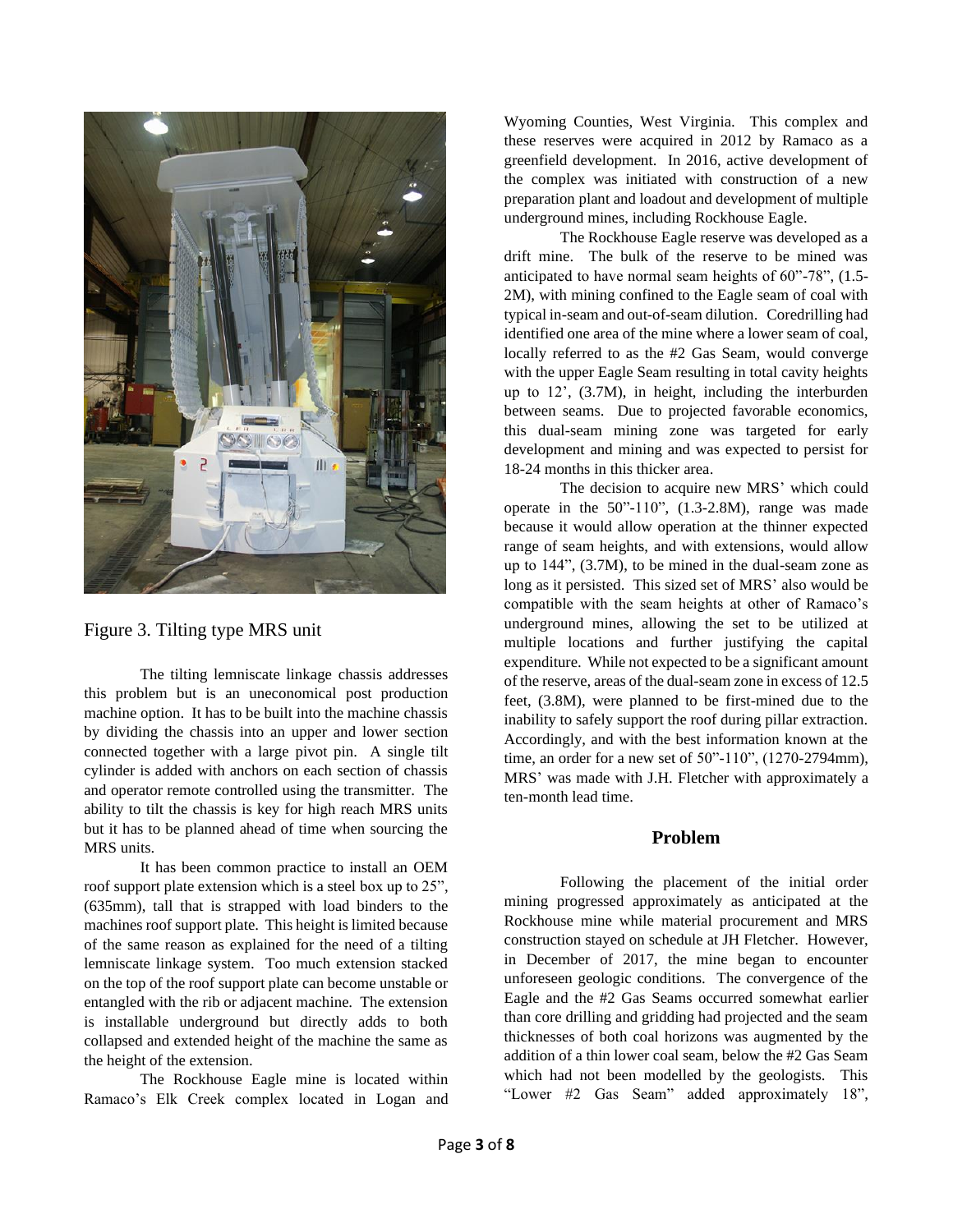Figure 3. Tilting type MRS unit

The tilting lemniscate linkage chassis addresses this problem but is an uneconomical post production machine option. It has to be built into the machine chassis by dividing the chassis into an upper and lower section connected together with a large pivot pin. A single tilt cylinder is added with anchors on each section of chassis and operator remote controlled using the transmitter. The ability to tilt the chassis is key for high reach MRS units but it has to be planned ahead of time when sourcing the MRS units.

It has been common practice to install an OEM roof support plate extension which is a steel box up to 25", (635mm), tall that is strapped with load binders to the machines roof support plate. This height is limited because of the same reason as explained for the need of a tilting lemniscate linkage system. Too much extension stacked on the top of the roof support plate can become unstable or entangled with the rib or adjacent machine. The extension is installable underground but directly adds to both collapsed and extended height of the machine the same as the height of the extension.

The Rockhouse Eagle mine is located within Ramaco's Elk Creek complex located in Logan and Wyoming Counties, West Virginia. This complex and these reserves were acquired in 2012 by Ramaco as a greenfield development. In 2016, active development of the complex was initiated with construction of a new preparation plant and loadout and development of multiple underground mines, including Rockhouse Eagle.

The Rockhouse Eagle reserve was developed as a drift mine. The bulk of the reserve to be mined was anticipated to have normal seam heights of 60"-78", (1.5-2M), with mining confined to the Eagle seam of coal with typical in-seam and out-of-seam dilution. Coredrilling had identified one area of the mine where a lower seam of coal, locally referred to as the #2 Gas Seam, would converge with the upper Eagle Seam resulting in total cavity heights up to 12', (3.7M), in height, including the interburden between seams. Due to projected favorable economics, this dual-seam mining zone was targeted for early development and mining and was expected to persist for 18-24 months in this thicker area.

The decision to acquire new MRS' which could operate in the 50"-110", (1.3-2.8M), range was made because it would allow operation at the thinner expected range of seam heights, and with extensions, would allow up to 144", (3.7M), to be mined in the dual-seam zone as long as it persisted. This sized set of MRS' also would be compatible with the seam heights at other of Ramaco's underground mines, allowing the set to be utilized at multiple locations and further justifying the capital expenditure. While not expected to be a significant amount of the reserve, areas of the dual-seam zone in excess of 12.5 feet, (3.8M), were planned to be first-mined due to the inability to safely support the roof during pillar extraction. Accordingly, and with the best information known at the time, an order for a new set of 50"-110", (1270-2794mm), MRS' was made with J.H. Fletcher with approximately a ten-month lead time.

## Problem

Following the placement of the initial order mining progressed approximately as anticipated at the Rockhouse mine while material procurement and MRS construction stayed on schedule at JH Fletcher. However, in December of 2017, the mine began to encounter unforeseen geologic conditions. The convergence of the Eagle and the #2 Gas Seams occurred somewhat earlier than core drilling and gridding had projected and the seam thicknesses of both coal horizons was augmented by the addition of a thin lower coal seam, below the #2 Gas Seam which had not been modelled by the geologists. This "Lower #2 Gas Seam" added approximately 18",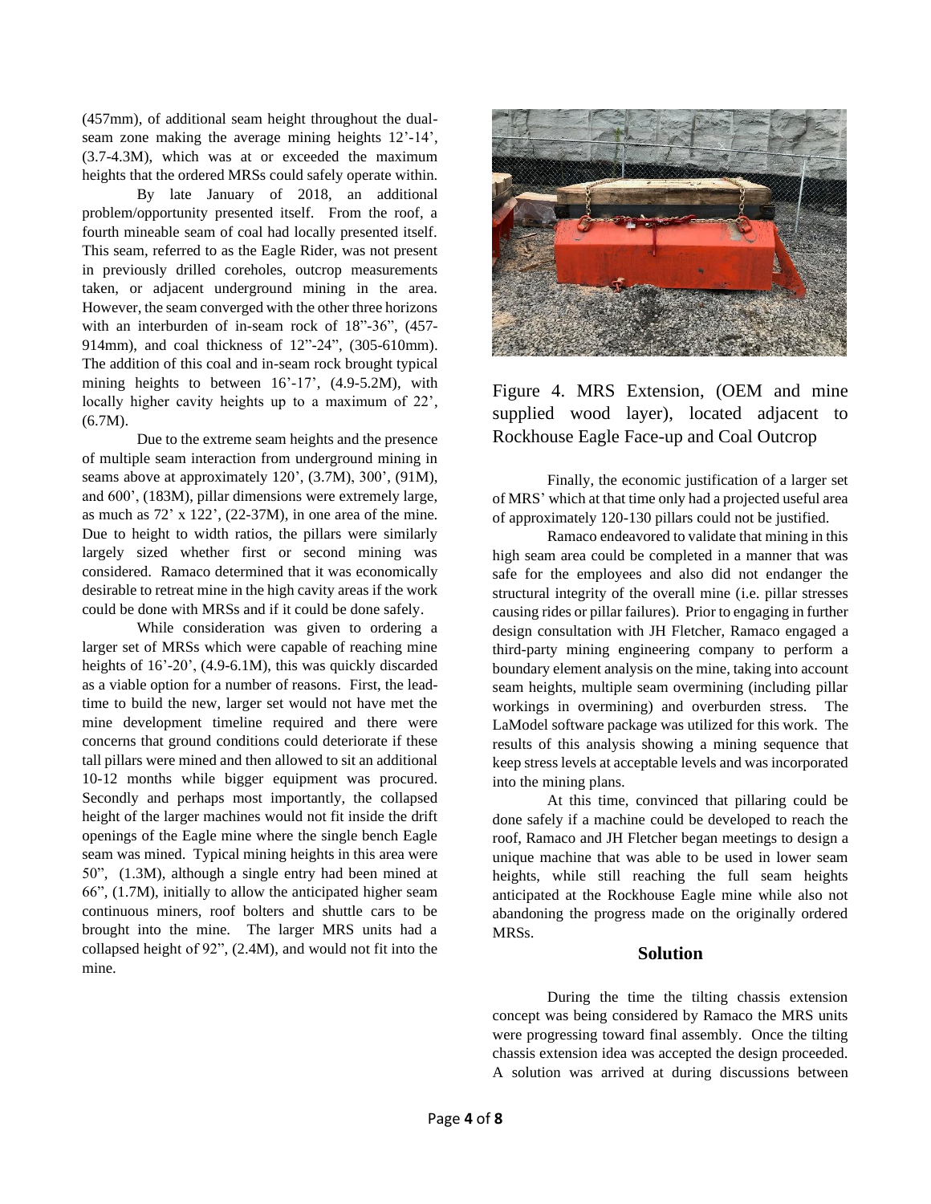(457mm), of additional seam height throughout the dual-seam zone making the average mining heights 12'-14', (3.7-4.3M), which was at or exceeded the maximum heights that the ordered MRSs could safely operate within.

By late January of 2018, an additional problem/opportunity presented itself. From the roof, a fourth mineable seam of coal had locally presented itself. This seam, referred to as the Eagle Rider, was not present in previously drilled coreholes, outcrop measurements taken, or adjacent underground mining in the area. However, the seam converged with the other three horizons with an interburden of in-seam rock of 18"-36", (457-914mm), and coal thickness of 12"-24", (305-610mm). The addition of this coal and in-seam rock brought typical mining heights to between 16'-17', (4.9-5.2M), with locally higher cavity heights up to a maximum of 22', (6.7M).

Due to the extreme seam heights and the presence of multiple seam interaction from underground mining in seams above at approximately 120', (3.7M), 300', (91M), and 600', (183M), pillar dimensions were extremely large, as much as 72' x 122', (22-37M), in one area of the mine. Due to height to width ratios, the pillars were similarly largely sized whether first or second mining was considered. Ramaco determined that it was economically desirable to retreat mine in the high cavity areas if the work could be done with MRSs and if it could be done safely.

While consideration was given to ordering a larger set of MRSs which were capable of reaching mine heights of 16'-20', (4.9-6.1M), this was quickly discarded as a viable option for a number of reasons. First, the lead-time to build the new, larger set would not have met the mine development timeline required and there were concerns that ground conditions could deteriorate if these tall pillars were mined and then allowed to sit an additional 10-12 months while bigger equipment was procured. Secondly and perhaps most importantly, the collapsed height of the larger machines would not fit inside the drift openings of the Eagle mine where the single bench Eagle seam was mined. Typical mining heights in this area were 50", (1.3M), although a single entry had been mined at 66", (1.7M), initially to allow the anticipated higher seam continuous miners, roof bolters and shuttle cars to be brought into the mine. The larger MRS units had a collapsed height of 92", (2.4M), and would not fit into the mine.

Figure 4. MRS Extension, (OEM and mine supplied wood layer), located adjacent to Rockhouse Eagle Face-up and Coal Outcrop

Finally, the economic justification of a larger set of MRS' which at that time only had a projected useful area of approximately 120-130 pillars could not be justified.

Ramaco endeavored to validate that mining in this high seam area could be completed in a manner that was safe for the employees and also did not endanger the structural integrity of the overall mine (i.e. pillar stresses causing rides or pillar failures). Prior to engaging in further design consultation with JH Fletcher, Ramaco engaged a third-party mining engineering company to perform a boundary element analysis on the mine, taking into account seam heights, multiple seam overmining (including pillar workings in overmining) and overburden stress. The LaModel software package was utilized for this work. The results of this analysis showing a mining sequence that keep stress levels at acceptable levels and was incorporated into the mining plans.

At this time, convinced that pillaring could be done safely if a machine could be developed to reach the roof, Ramaco and JH Fletcher began meetings to design a unique machine that was able to be used in lower seam heights, while still reaching the full seam heights anticipated at the Rockhouse Eagle mine while also not abandoning the progress made on the originally ordered MRSs.

## Solution

During the time the tilting chassis extension concept was being considered by Ramaco the MRS units were progressing toward final assembly. Once the tilting chassis extension idea was accepted the design proceeded. A solution was arrived at during discussions between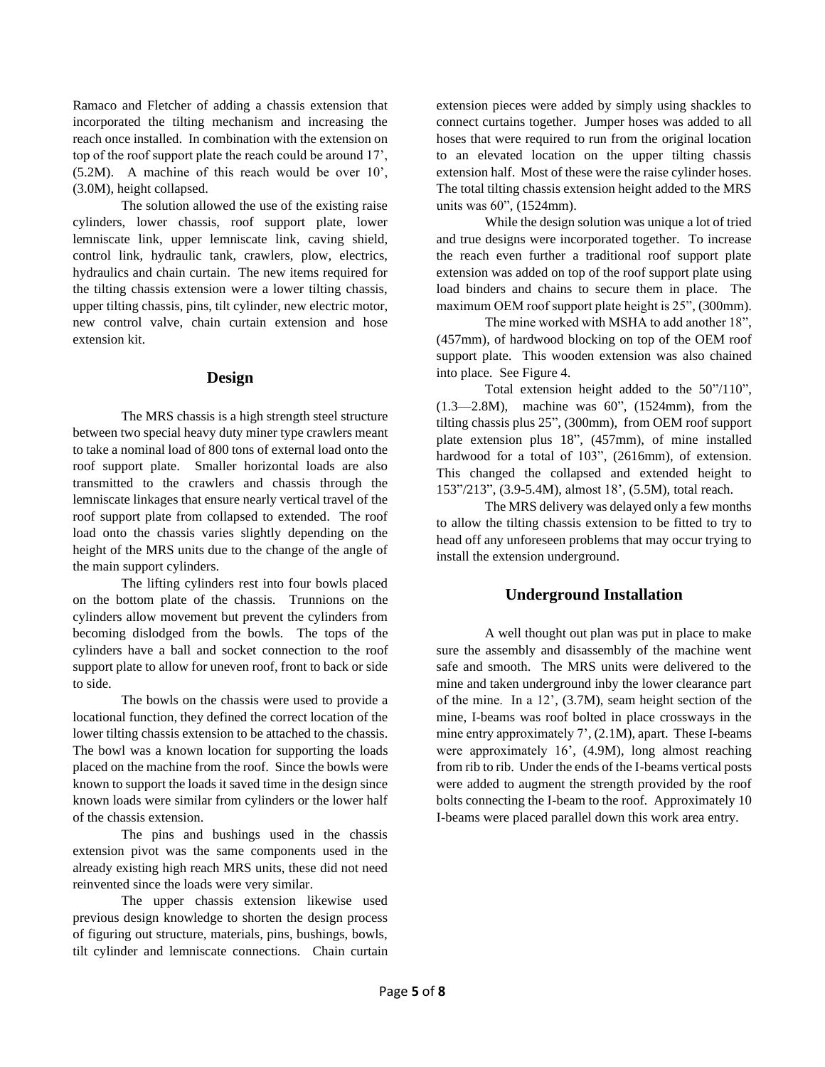Ramaco and Fletcher of adding a chassis extension that incorporated the tilting mechanism and increasing the reach once installed. In combination with the extension on top of the roof support plate the reach could be around 17', (5.2M). A machine of this reach would be over 10', (3.0M), height collapsed.

The solution allowed the use of the existing raise cylinders, lower chassis, roof support plate, lower lemniscate link, upper lemniscate link, caving shield, control link, hydraulic tank, crawlers, plow, electrics, hydraulics and chain curtain. The new items required for the tilting chassis extension were a lower tilting chassis, upper tilting chassis, pins, tilt cylinder, new electric motor, new control valve, chain curtain extension and hose extension kit.

## Design

The MRS chassis is a high strength steel structure between two special heavy duty miner type crawlers meant to take a nominal load of 800 tons of external load onto the roof support plate. Smaller horizontal loads are also transmitted to the crawlers and chassis through the lemniscate linkages that ensure nearly vertical travel of the roof support plate from collapsed to extended. The roof load onto the chassis varies slightly depending on the height of the MRS units due to the change of the angle of the main support cylinders.

The lifting cylinders rest into four bowls placed on the bottom plate of the chassis. Trunnions on the cylinders allow movement but prevent the cylinders from becoming dislodged from the bowls. The tops of the cylinders have a ball and socket connection to the roof support plate to allow for uneven roof, front to back or side to side.

The bowls on the chassis were used to provide a locational function, they defined the correct location of the lower tilting chassis extension to be attached to the chassis. The bowl was a known location for supporting the loads placed on the machine from the roof. Since the bowls were known to support the loads it saved time in the design since known loads were similar from cylinders or the lower half of the chassis extension.

The pins and bushings used in the chassis extension pivot was the same components used in the already existing high reach MRS units, these did not need reinvented since the loads were very similar.

The upper chassis extension likewise used previous design knowledge to shorten the design process of figuring out structure, materials, pins, bushings, bowls, tilt cylinder and lemniscate connections. Chain curtain extension pieces were added by simply using shackles to connect curtains together. Jumper hoses was added to all hoses that were required to run from the original location to an elevated location on the upper tilting chassis extension half. Most of these were the raise cylinder hoses. The total tilting chassis extension height added to the MRS units was 60", (1524mm).

While the design solution was unique a lot of tried and true designs were incorporated together. To increase the reach even further a traditional roof support plate extension was added on top of the roof support plate using load binders and chains to secure them in place. The maximum OEM roof support plate height is 25", (300mm).

The mine worked with MSHA to add another 18", (457mm), of hardwood blocking on top of the OEM roof support plate. This wooden extension was also chained into place. See Figure 4.

Total extension height added to the 50"/110", (1.3—2.8M), machine was 60", (1524mm), from the tilting chassis plus 25", (300mm), from OEM roof support plate extension plus 18", (457mm), of mine installed hardwood for a total of 103", (2616mm), of extension. This changed the collapsed and extended height to 153"/213", (3.9-5.4M), almost 18', (5.5M), total reach.

The MRS delivery was delayed only a few months to allow the tilting chassis extension to be fitted to try to head off any unforeseen problems that may occur trying to install the extension underground.

## Underground Installation

A well thought out plan was put in place to make sure the assembly and disassembly of the machine went safe and smooth. The MRS units were delivered to the mine and taken underground inby the lower clearance part of the mine. In a 12', (3.7M), seam height section of the mine, I-beams was roof bolted in place crossways in the mine entry approximately 7', (2.1M), apart. These I-beams were approximately 16', (4.9M), long almost reaching from rib to rib. Under the ends of the I-beams vertical posts were added to augment the strength provided by the roof bolts connecting the I-beam to the roof. Approximately 10 I-beams were placed parallel down this work area entry.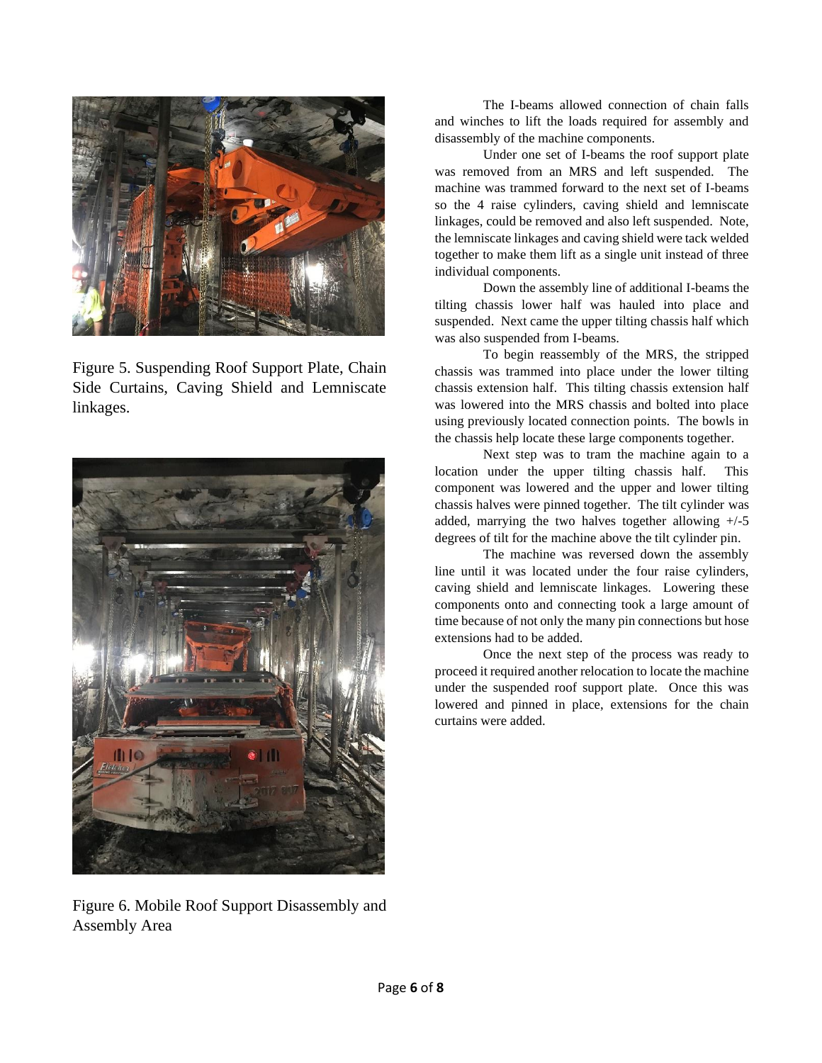Figure 5. Suspending Roof Support Plate, Chain Side Curtains, Caving Shield and Lemniscate linkages.

Figure 6. Mobile Roof Support Disassembly and Assembly Area

The I-beams allowed connection of chain falls and winches to lift the loads required for assembly and disassembly of the machine components.

Under one set of I-beams the roof support plate was removed from an MRS and left suspended. The machine was trammed forward to the next set of I-beams so the 4 raise cylinders, caving shield and lemniscate linkages, could be removed and also left suspended. Note, the lemniscate linkages and caving shield were tack welded together to make them lift as a single unit instead of three individual components.

Down the assembly line of additional I-beams the tilting chassis lower half was hauled into place and suspended. Next came the upper tilting chassis half which was also suspended from I-beams.

To begin reassembly of the MRS, the stripped chassis was trammed into place under the lower tilting chassis extension half. This tilting chassis extension half was lowered into the MRS chassis and bolted into place using previously located connection points. The bowls in the chassis help locate these large components together.

Next step was to tram the machine again to a location under the upper tilting chassis half. This component was lowered and the upper and lower tilting chassis halves were pinned together. The tilt cylinder was added, marrying the two halves together allowing +/-5 degrees of tilt for the machine above the tilt cylinder pin.

The machine was reversed down the assembly line until it was located under the four raise cylinders, caving shield and lemniscate linkages. Lowering these components onto and connecting took a large amount of time because of not only the many pin connections but hose extensions had to be added.

Once the next step of the process was ready to proceed it required another relocation to locate the machine under the suspended roof support plate. Once this was lowered and pinned in place, extensions for the chain curtains were added.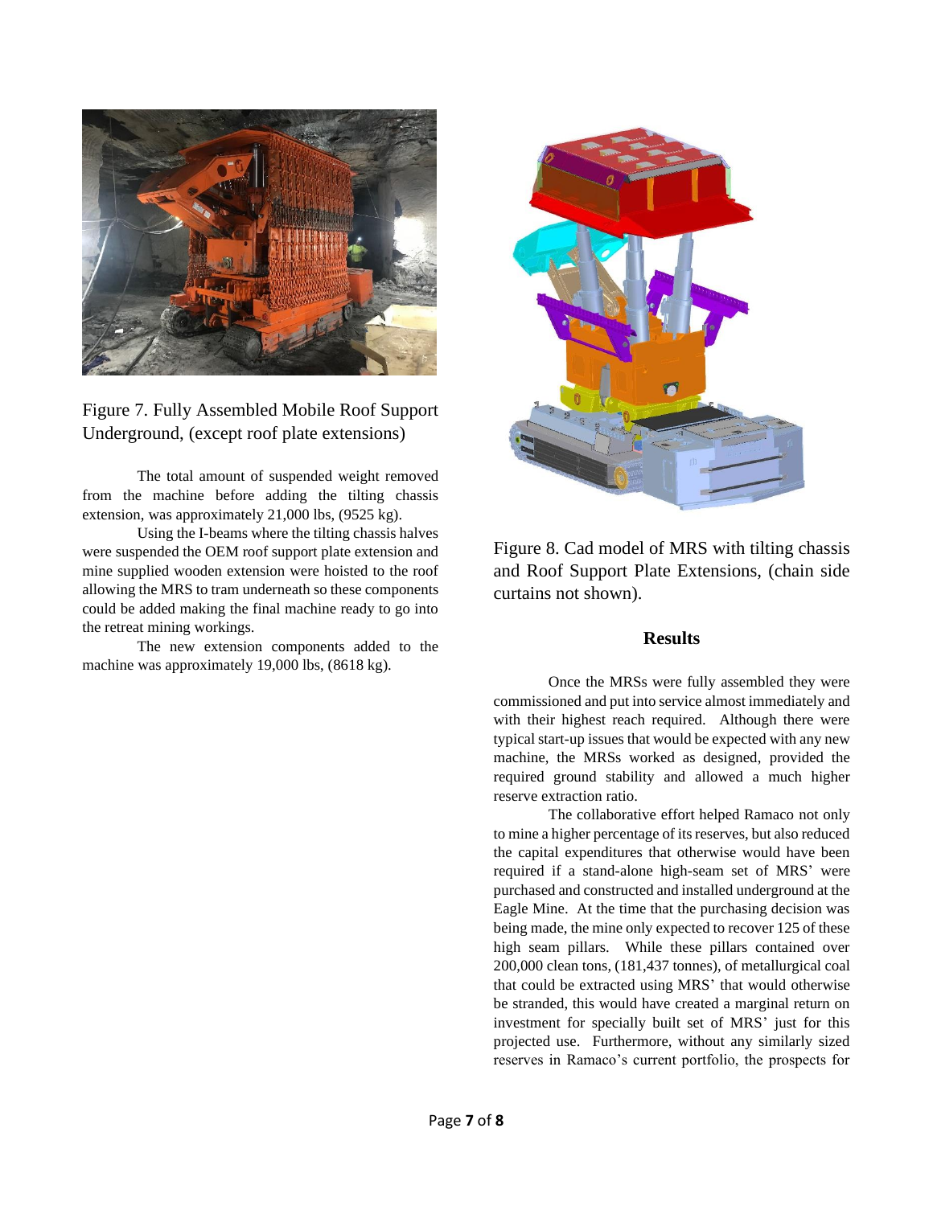Figure 7. Fully Assembled Mobile Roof Support Underground, (except roof plate extensions)

The total amount of suspended weight removed from the machine before adding the tilting chassis extension, was approximately 21,000 lbs, (9525 kg).

Using the I-beams where the tilting chassis halves were suspended the OEM roof support plate extension and mine supplied wooden extension were hoisted to the roof allowing the MRS to tram underneath so these components could be added making the final machine ready to go into the retreat mining workings.

The new extension components added to the machine was approximately 19,000 lbs, (8618 kg).

Figure 8. Cad model of MRS with tilting chassis and Roof Support Plate Extensions, (chain side curtains not shown).

## Results

Once the MRSs were fully assembled they were commissioned and put into service almost immediately and with their highest reach required. Although there were typical start-up issues that would be expected with any new machine, the MRSs worked as designed, provided the required ground stability and allowed a much higher reserve extraction ratio.

The collaborative effort helped Ramaco not only to mine a higher percentage of its reserves, but also reduced the capital expenditures that otherwise would have been required if a stand-alone high-seam set of MRS' were purchased and constructed and installed underground at the Eagle Mine. At the time that the purchasing decision was being made, the mine only expected to recover 125 of these high seam pillars. While these pillars contained over 200,000 clean tons, (181,437 tonnes), of metallurgical coal that could be extracted using MRS' that would otherwise be stranded, this would have created a marginal return on investment for specially built set of MRS' just for this projected use. Furthermore, without any similarly sized reserves in Ramaco's current portfolio, the prospects for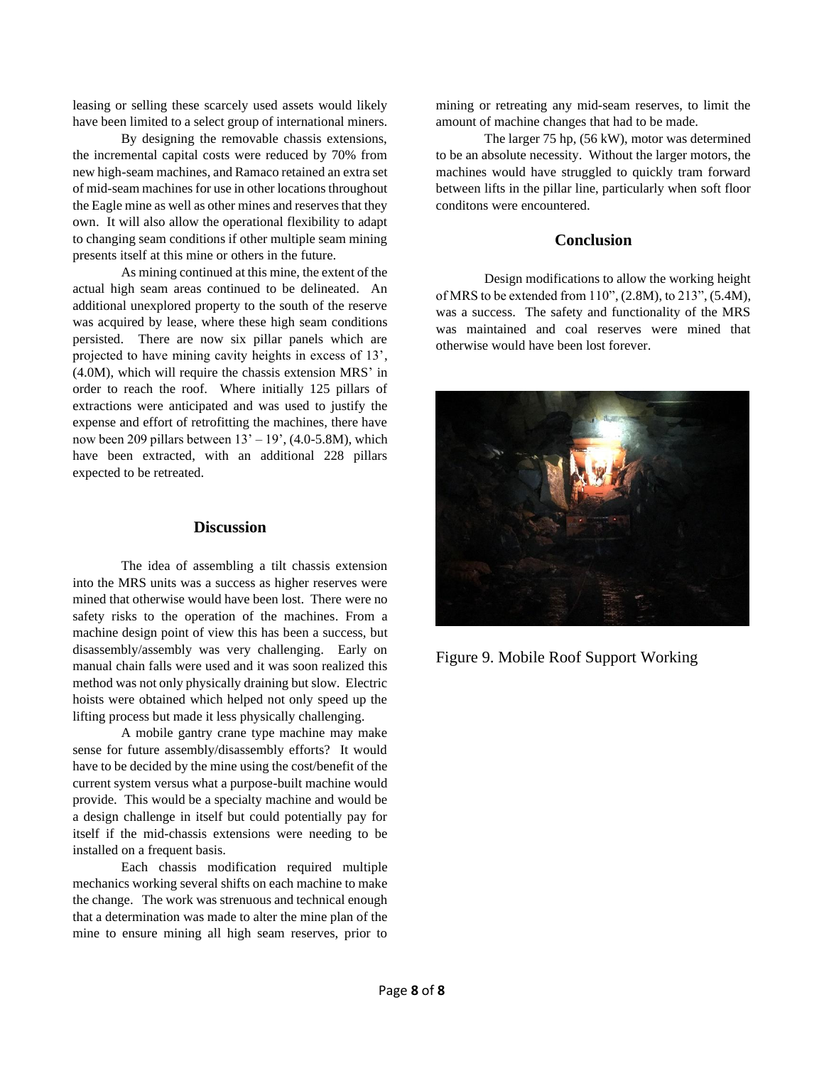leasing or selling these scarcely used assets would likely have been limited to a select group of international miners.

By designing the removable chassis extensions, the incremental capital costs were reduced by 70% from new high-seam machines, and Ramaco retained an extra set of mid-seam machines for use in other locations throughout the Eagle mine as well as other mines and reserves that they own. It will also allow the operational flexibility to adapt to changing seam conditions if other multiple seam mining presents itself at this mine or others in the future.

As mining continued at this mine, the extent of the actual high seam areas continued to be delineated. An additional unexplored property to the south of the reserve was acquired by lease, where these high seam conditions persisted. There are now six pillar panels which are projected to have mining cavity heights in excess of 13', (4.0M), which will require the chassis extension MRS' in order to reach the roof. Where initially 125 pillars of extractions were anticipated and was used to justify the expense and effort of retrofitting the machines, there have now been 209 pillars between 13' – 19', (4.0-5.8M), which have been extracted, with an additional 228 pillars expected to be retreated.

## Discussion

The idea of assembling a tilt chassis extension into the MRS units was a success as higher reserves were mined that otherwise would have been lost. There were no safety risks to the operation of the machines. From a machine design point of view this has been a success, but disassembly/assembly was very challenging. Early on manual chain falls were used and it was soon realized this method was not only physically draining but slow. Electric hoists were obtained which helped not only speed up the lifting process but made it less physically challenging.

A mobile gantry crane type machine may make sense for future assembly/disassembly efforts? It would have to be decided by the mine using the cost/benefit of the current system versus what a purpose-built machine would provide. This would be a specialty machine and would be a design challenge in itself but could potentially pay for itself if the mid-chassis extensions were needing to be installed on a frequent basis.

Each chassis modification required multiple mechanics working several shifts on each machine to make the change. The work was strenuous and technical enough that a determination was made to alter the mine plan of the mine to ensure mining all high seam reserves, prior to mining or retreating any mid-seam reserves, to limit the amount of machine changes that had to be made.

The larger 75 hp, (56 kW), motor was determined to be an absolute necessity. Without the larger motors, the machines would have struggled to quickly tram forward between lifts in the pillar line, particularly when soft floor conditons were encountered.

## Conclusion

Design modifications to allow the working height of MRS to be extended from 110", (2.8M), to 213", (5.4M), was a success. The safety and functionality of the MRS was maintained and coal reserves were mined that otherwise would have been lost forever.

Figure 9. Mobile Roof Support Working